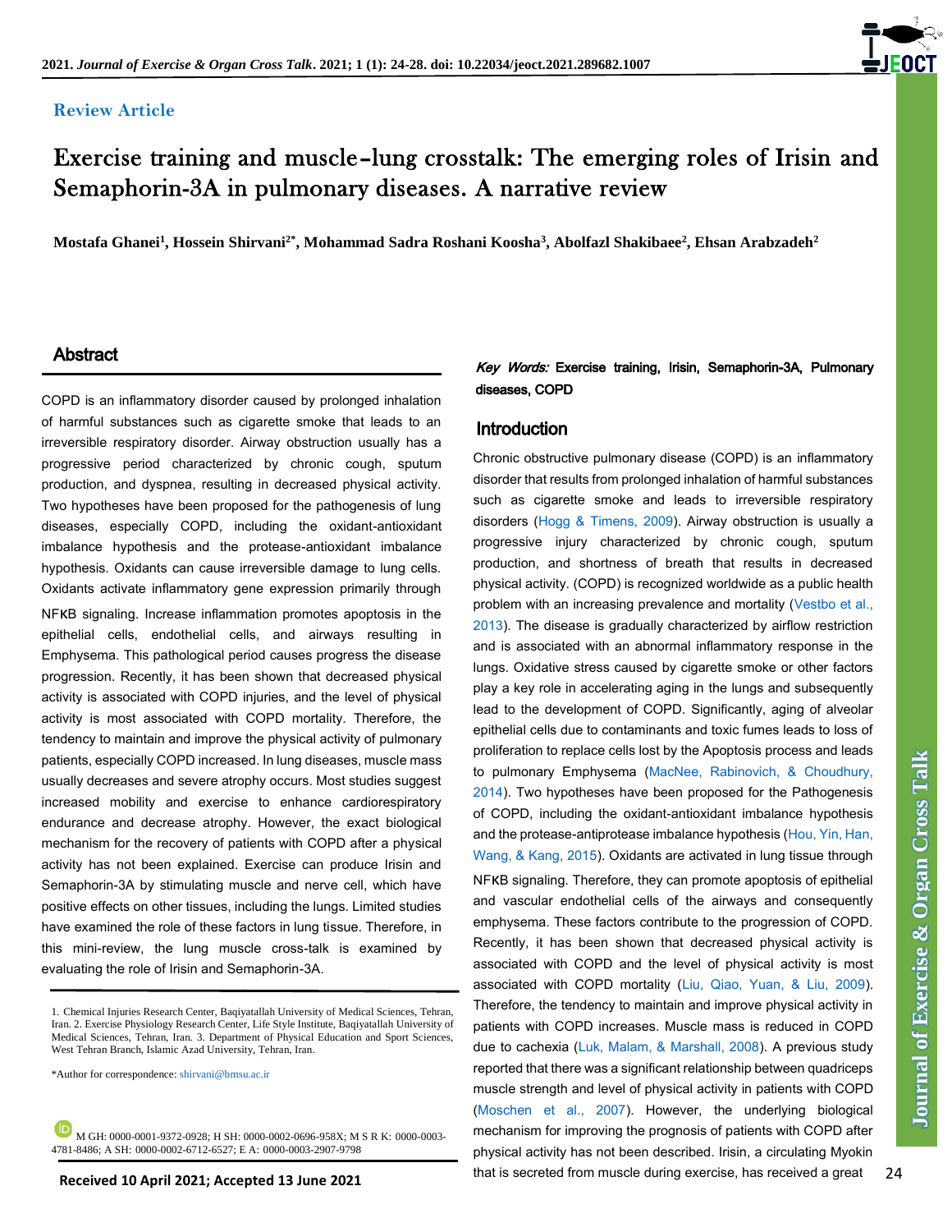**Review Article**

# Exercise training and muscle–lung crosstalk: The emerging roles of Irisin and Semaphorin-3A in pulmonary diseases. A narrative review

**Mostafa Ghanei[1], Hossein Shirvani[2*], Mohammad Sadra Roshani Koosha[3], Abolfazl Shakibaee[2], Ehsan Arabzadeh[2]**

## Abstract

COPD is an inflammatory disorder caused by prolonged inhalation of harmful substances such as cigarette smoke that leads to an irreversible respiratory disorder. Airway obstruction usually has a progressive period characterized by chronic cough, sputum production, and dyspnea, resulting in decreased physical activity. Two hypotheses have been proposed for the pathogenesis of lung diseases, especially COPD, including the oxidant-antioxidant imbalance hypothesis and the protease-antioxidant imbalance hypothesis. Oxidants can cause irreversible damage to lung cells. Oxidants activate inflammatory gene expression primarily through NFκB signaling. Increase inflammation promotes apoptosis in the epithelial cells, endothelial cells, and airways resulting in Emphysema. This pathological period causes progress the disease progression. Recently, it has been shown that decreased physical activity is associated with COPD injuries, and the level of physical activity is most associated with COPD mortality. Therefore, the tendency to maintain and improve the physical activity of pulmonary patients, especially COPD increased. In lung diseases, muscle mass usually decreases and severe atrophy occurs. Most studies suggest increased mobility and exercise to enhance cardiorespiratory endurance and decrease atrophy. However, the exact biological mechanism for the recovery of patients with COPD after a physical activity has not been explained. Exercise can produce Irisin and Semaphorin-3A by stimulating muscle and nerve cell, which have positive effects on other tissues, including the lungs. Limited studies have examined the role of these factors in lung tissue. Therefore, in this mini-review, the lung muscle cross-talk is examined by evaluating the role of the Irisin and Semaphorin-3A.

1. Chemical Injuries Research Center, Baqiyatallah University of Medical Sciences, Tehran, Iran. 2. Exercise Physiology Research Center, Life Style Institute, Baqiyatallah University of Medical Sciences, Tehran, Iran. 3. Department of Physical Education and Sport Sciences, West Tehran Branch, Islamic Azad University, Tehran, Iran.

*Author for correspondence: shirvani@bmsu.ac.ir

M GH: 0000-0001-9372-0928; H SH: 0000-0002-0696-958X; M S R K: 0000-0003-4781-8486; A SH: 0000-0002-6712-6527; E A: 0000-0003-2907-9798

**Received 10 April 2021; Accepted 13 June 2021**

***Key Words:*** **Exercise training, Irisin, Semaphorin-3A, Pulmonary diseases, COPD**

## Introduction

Chronic obstructive pulmonary disease (COPD) is an inflammatory disorder that results from prolonged inhalation of harmful substances such as cigarette smoke and leads to irreversible respiratory disorders (Hogg & Timens, 2009). Airway obstruction is usually a progressive injury characterized by chronic cough, sputum production, and shortness of breath that results in decreased physical activity. (COPD) is recognized worldwide as a public health problem with an increasing prevalence and mortality (Vestbo et al., 2013). The disease is gradually characterized by airflow restriction and is associated with an abnormal inflammatory response in the lungs. Oxidative stress caused by cigarette smoke or other factors play a key role in accelerating aging in the lungs and subsequently lead to the development of COPD. Significantly, aging of alveolar epithelial cells due to contaminants and toxic fumes leads to loss of proliferation to replace cells lost by the Apoptosis process and leads to pulmonary Emphysema (MacNee, Rabinovich, & Choudhury, 2014). Two hypotheses have been proposed for the Pathogenesis of COPD, including the oxidant-antioxidant imbalance hypothesis and the protease-antiprotease imbalance hypothesis (Hou, Yin, Han, Wang, & Kang, 2015). Oxidants are activated in lung tissue through NFκB signaling. Therefore, they can promote apoptosis of epithelial and vascular endothelial cells of the airways and consequently emphysema. These factors contribute to the progression of COPD. Recently, it has been shown that decreased physical activity is associated with COPD and the level of physical activity is most associated with COPD mortality (Liu, Qiao, Yuan, & Liu, 2009). Therefore, the tendency to maintain and improve physical activity in patients with COPD increases. Muscle mass is reduced in COPD due to cachexia (Luk, Malam, & Marshall, 2008). A previous study reported that there was a significant relationship between quadriceps muscle strength and level of physical activity in patients with COPD (Moschen et al., 2007). However, the underlying biological mechanism for improving the prognosis of patients with COPD after physical activity has not been described. Irisin, a circulating Myokin that is secreted from muscle during exercise, has received a great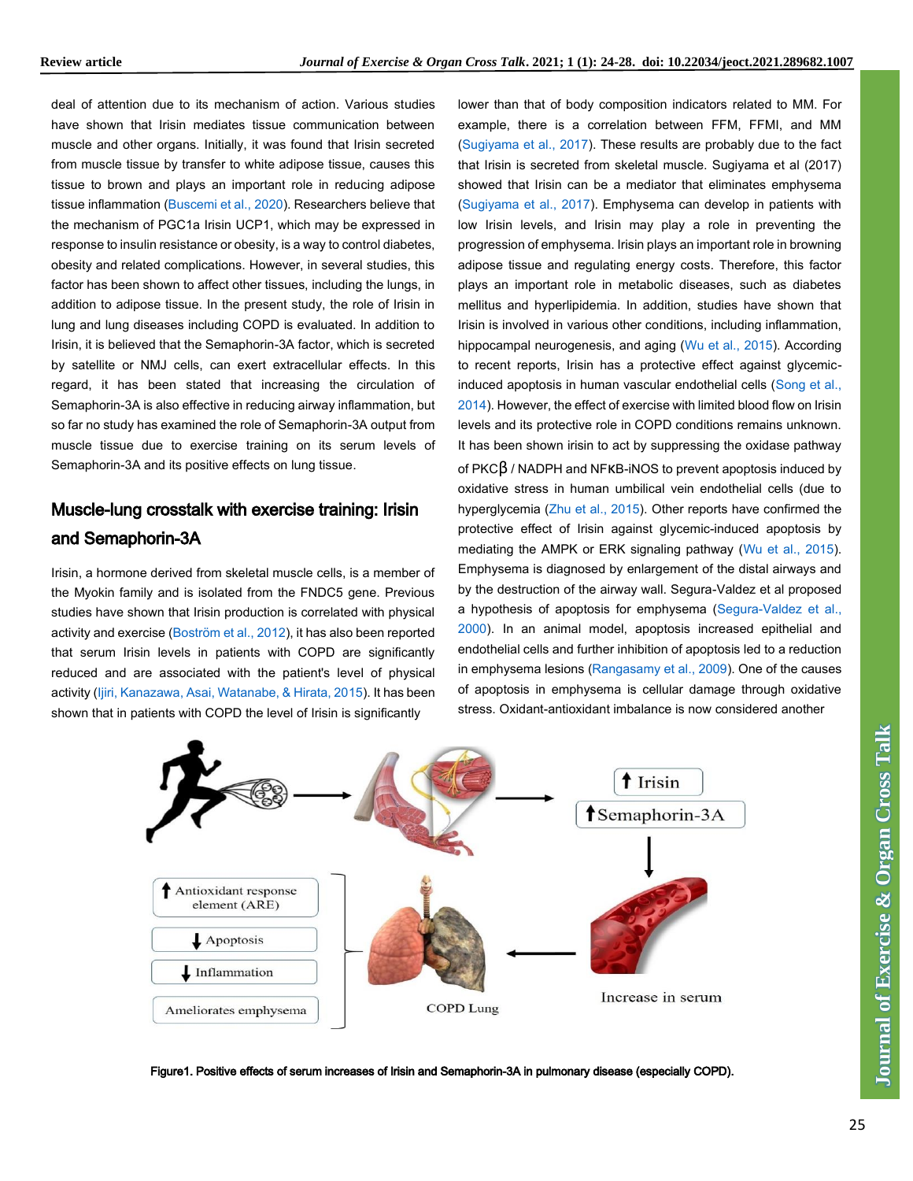deal of attention due to its mechanism of action. Various studies have shown that Irisin mediates tissue communication between muscle and other organs. Initially, it was found that Irisin secreted from muscle tissue by transfer to white adipose tissue, causes this tissue to brown and plays an important role in reducing adipose tissue inflammation (Buscemi et al., 2020). Researchers believe that the mechanism of PGC1a Irisin UCP1, which may be expressed in response to insulin resistance or obesity, is a way to control diabetes, obesity and related complications. However, in several studies, this factor has been shown to affect other tissues, including the lungs, in addition to adipose tissue. In the present study, the role of Irisin in lung and lung diseases including COPD is evaluated. In addition to Irisin, it is believed that the Semaphorin-3A factor, which is secreted by satellite or NMJ cells, can exert extracellular effects. In this regard, it has been stated that increasing the circulation of Semaphorin-3A is also effective in reducing airway inflammation, but so far no study has examined the role of Semaphorin-3A output from muscle tissue due to exercise training on its serum levels of Semaphorin-3A and its positive effects on lung tissue.

## Muscle-lung crosstalk with exercise training: Irisin and Semaphorin-3A

Irisin, a hormone derived from skeletal muscle cells, is a member of the Myokin family and is isolated from the FNDC5 gene. Previous studies have shown that Irisin production is correlated with physical activity and exercise (Boström et al., 2012), it has also been reported that serum Irisin levels in patients with COPD are significantly reduced and are associated with the patient's level of physical activity (Ijiri, Kanazawa, Asai, Watanabe, & Hirata, 2015). It has been shown that in patients with COPD the level of Irisin is significantly lower than that of body composition indicators related to MM. For example, there is a correlation between FFM, FFMI, and MM (Sugiyama et al., 2017). These results are probably due to the fact that Irisin is secreted from skeletal muscle. Sugiyama et al (2017) showed that Irisin can be a mediator that eliminates emphysema (Sugiyama et al., 2017). Emphysema can develop in patients with low Irisin levels, and Irisin may play a role in preventing the progression of emphysema. Irisin plays an important role in browning adipose tissue and regulating energy costs. Therefore, this factor plays an important role in metabolic diseases, such as diabetes mellitus and hyperlipidemia. In addition, studies have shown that Irisin is involved in various other conditions, including inflammation, hippocampal neurogenesis, and aging (Wu et al., 2015). According to recent reports, Irisin has a protective effect against glycemic-induced apoptosis in human vascular endothelial cells (Song et al., 2014). However, the effect of exercise with limited blood flow on Irisin levels and its protective role in COPD conditions remains unknown. It has been shown irisin to act by suppressing the oxidase pathway of PKCβ / NADPH and NFκB-iNOS to prevent apoptosis induced by oxidative stress in human umbilical vein endothelial cells (due to hyperglycemia (Zhu et al., 2015). Other reports have confirmed the protective effect of Irisin against glycemic-induced apoptosis by mediating the AMPK or ERK signaling pathway (Wu et al., 2015). Emphysema is diagnosed by enlargement of the distal airways and by the destruction of the airway wall. Segura-Valdez et al proposed a hypothesis of apoptosis for emphysema (Segura-Valdez et al., 2000). In an animal model, apoptosis increased epithelial and endothelial cells and further inhibition of apoptosis led to a reduction in emphysema lesions (Rangasamy et al., 2009). One of the causes of apoptosis in emphysema is cellular damage through oxidative stress. Oxidant-antioxidant imbalance is now considered another

Figure1. Positive effects of serum increases of Irisin and Semaphorin-3A in pulmonary disease (especially COPD).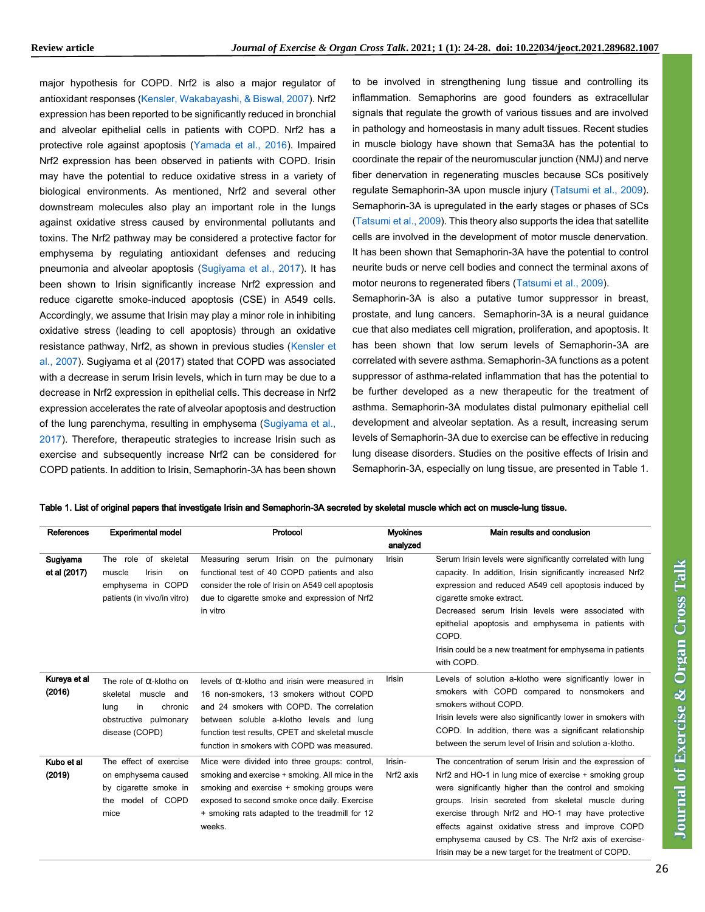major hypothesis for COPD. Nrf2 is also a major regulator of antioxidant responses (Kensler, Wakabayashi, & Biswal, 2007). Nrf2 expression has been reported to be significantly reduced in bronchial and alveolar epithelial cells in patients with COPD. Nrf2 has a protective role against apoptosis (Yamada et al., 2016). Impaired Nrf2 expression has been observed in patients with COPD. Irisin may have the potential to reduce oxidative stress in a variety of biological environments. As mentioned, Nrf2 and several other downstream molecules also play an important role in the lungs against oxidative stress caused by environmental pollutants and toxins. The Nrf2 pathway may be considered a protective factor for emphysema by regulating antioxidant defenses and reducing pneumonia and alveolar apoptosis (Sugiyama et al., 2017). It has been shown to Irisin significantly increase Nrf2 expression and reduce cigarette smoke-induced apoptosis (CSE) in A549 cells. Accordingly, we assume that Irisin may play a minor role in inhibiting oxidative stress (leading to cell apoptosis) through an oxidative resistance pathway, Nrf2, as shown in previous studies (Kensler et al., 2007). Sugiyama et al (2017) stated that COPD was associated with a decrease in serum Irisin levels, which in turn may be due to a decrease in Nrf2 expression in epithelial cells. This decrease in Nrf2 expression accelerates the rate of alveolar apoptosis and destruction of the lung parenchyma, resulting in emphysema (Sugiyama et al., 2017). Therefore, therapeutic strategies to increase Irisin such as exercise and subsequently increase Nrf2 can be considered for COPD patients. In addition to Irisin, Semaphorin-3A has been shown to be involved in strengthening lung tissue and controlling its inflammation. Semaphorins are good founders as extracellular signals that regulate the growth of various tissues and are involved in pathology and homeostasis in many adult tissues. Recent studies in muscle biology have shown that Sema3A has the potential to coordinate the repair of the neuromuscular junction (NMJ) and nerve fiber denervation in regenerating muscles because SCs positively regulate Semaphorin-3A upon muscle injury (Tatsumi et al., 2009). Semaphorin-3A is upregulated in the early stages or phases of SCs (Tatsumi et al., 2009). This theory also supports the idea that satellite cells are involved in the development of motor muscle denervation. It has been shown that Semaphorin-3A have the potential to control neurite buds or nerve cell bodies and connect the terminal axons of motor neurons to regenerated fibers (Tatsumi et al., 2009).

Semaphorin-3A is also a putative tumor suppressor in breast, prostate, and lung cancers. Semaphorin-3A is a neural guidance cue that also mediates cell migration, proliferation, and apoptosis. It has been shown that low serum levels of Semaphorin-3A are correlated with severe asthma. Semaphorin-3A functions as a potent suppressor of asthma-related inflammation that has the potential to be further developed as a new therapeutic for the treatment of asthma. Semaphorin-3A modulates distal pulmonary epithelial cell development and alveolar septation. As a result, increasing serum levels of Semaphorin-3A due to exercise can be effective in reducing lung disease disorders. Studies on the positive effects of Irisin and Semaphorin-3A, especially on lung tissue, are presented in Table 1.

**Table 1. List of original papers that investigate Irisin and Semaphorin-3A secreted by skeletal muscle which act on muscle-lung tissue.**

| References | Experimental model | Protocol | Myokines analyzed | Main results and conclusion |
|---|---|---|---|---|
| **Sugiyama et al (2017)** | The role of skeletal muscle Irisin on emphysema in COPD patients (in vivo/in vitro) | Measuring serum Irisin on the pulmonary functional test of 40 COPD patients and also consider the role of Irisin on A549 cell apoptosis due to cigarette smoke and expression of Nrf2 in vitro | Irisin | Serum Irisin levels were significantly correlated with lung capacity. In addition, Irisin significantly increased Nrf2 expression and reduced A549 cell apoptosis induced by cigarette smoke extract.<br>Decreased serum Irisin levels were associated with epithelial apoptosis and emphysema in patients with COPD.<br>Irisin could be a new treatment for emphysema in patients with COPD. |
| **Kureya et al (2016)** | The role of α-klotho on skeletal muscle and lung in chronic obstructive pulmonary disease (COPD) | levels of α-klotho and irisin were measured in 16 non-smokers, 13 smokers without COPD and 24 smokers with COPD. The correlation between soluble a-klotho levels and lung function test results, CPET and skeletal muscle function in smokers with COPD was measured. | Irisin | Levels of solution a-klotho were significantly lower in smokers with COPD compared to nonsmokers and smokers without COPD.<br>Irisin levels were also significantly lower in smokers with COPD. In addition, there was a significant relationship between the serum level of Irisin and solution a-klotho. |
| **Kubo et al (2019)** | The effect of exercise on emphysema caused by cigarette smoke in the model of COPD mice | Mice were divided into three groups: control, smoking and exercise + smoking. All mice in the smoking and exercise + smoking groups were exposed to second smoke once daily. Exercise + smoking rats adapted to the treadmill for 12 weeks. | Irisin-Nrf2 axis | The concentration of serum Irisin and the expression of Nrf2 and HO-1 in lung mice of exercise + smoking group were significantly higher than the control and smoking groups. Irisin secreted from skeletal muscle during exercise through Nrf2 and HO-1 may have protective effects against oxidative stress and improve COPD emphysema caused by CS. The Nrf2 axis of exercise-Irisin may be a new target for the treatment of COPD. |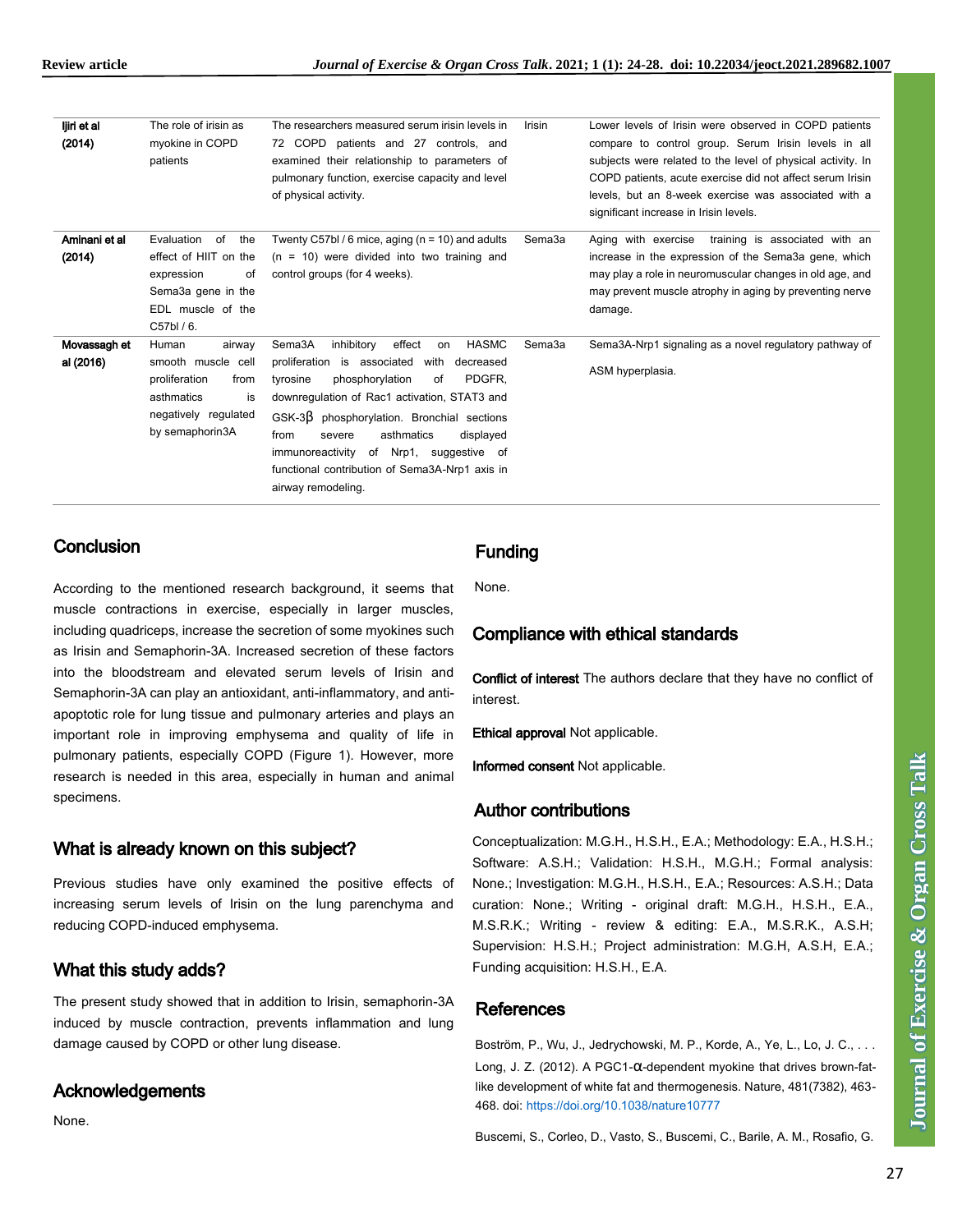| | | | | |
|---|---|---|---|---|
| **Ijiri et al (2014)** | The role of irisin as myokine in COPD patients | The researchers measured serum irisin levels in 72 COPD patients and 27 controls, and examined their relationship to parameters of pulmonary function, exercise capacity and level of physical activity. | Irisin | Lower levels of Irisin were observed in COPD patients compare to control group. Serum Irisin levels in all subjects were related to the level of physical activity. In COPD patients, acute exercise did not affect serum Irisin levels, but an 8-week exercise was associated with a significant increase in Irisin levels. |
| **Aminani et al (2014)** | Evaluation of the effect of HIIT on the expression of Sema3a gene in the EDL muscle of the C57bl / 6. | Twenty C57bl / 6 mice, aging (n = 10) and adults (n = 10) were divided into two training and control groups (for 4 weeks). | Sema3a | Aging with exercise training is associated with an increase in the expression of the Sema3a gene, which may play a role in neuromuscular changes in old age, and may prevent muscle atrophy in aging by preventing nerve damage. |
| **Movassagh et al (2016)** | Human airway smooth muscle cell proliferation from asthmatics is negatively regulated by semaphorin3A | Sema3A inhibitory effect on HASMC proliferation is associated with decreased tyrosine phosphorylation of PDGFR, downregulation of Rac1 activation, STAT3 and GSK-3β phosphorylation. Bronchial sections from severe asthmatics displayed immunoreactivity of Nrp1, suggestive of functional contribution of Sema3A-Nrp1 axis in airway remodeling. | Sema3a | Sema3A-Nrp1 signaling as a novel regulatory pathway of ASM hyperplasia. |

## Conclusion

According to the mentioned research background, it seems that muscle contractions in exercise, especially in larger muscles, including quadriceps, increase the secretion of some myokines such as Irisin and Semaphorin-3A. Increased secretion of these factors into the bloodstream and elevated serum levels of Irisin and Semaphorin-3A can play an antioxidant, anti-inflammatory, and anti-apoptotic role for lung tissue and pulmonary arteries and plays an important role in improving emphysema and quality of life in pulmonary patients, especially COPD (Figure 1). However, more research is needed in this area, especially in human and animal specimens.

## What is already known on this subject?

Previous studies have only examined the positive effects of increasing serum levels of Irisin on the lung parenchyma and reducing COPD-induced emphysema.

## What this study adds?

The present study showed that in addition to Irisin, semaphorin-3A induced by muscle contraction, prevents inflammation and lung damage caused by COPD or other lung disease.

## Acknowledgements

None.

## Funding

None.

## Compliance with ethical standards

**Conflict of interest** The authors declare that they have no conflict of interest.

**Ethical approval** Not applicable.

**Informed consent** Not applicable.

## Author contributions

Conceptualization: M.G.H., H.S.H., E.A.; Methodology: E.A., H.S.H.; Software: A.S.H.; Validation: H.S.H., M.G.H.; Formal analysis: None.; Investigation: M.G.H., H.S.H., E.A.; Resources: A.S.H.; Data curation: None.; Writing - original draft: M.G.H., H.S.H., E.A., M.S.R.K.; Writing - review & editing: E.A., M.S.R.K., A.S.H; Supervision: H.S.H.; Project administration: M.G.H, A.S.H, E.A.; Funding acquisition: H.S.H., E.A.

## References

Boström, P., Wu, J., Jedrychowski, M. P., Korde, A., Ye, L., Lo, J. C., . . . Long, J. Z. (2012). A PGC1-α-dependent myokine that drives brown-fat-like development of white fat and thermogenesis. Nature, 481(7382), 463-468. doi: https://doi.org/10.1038/nature10777

Buscemi, S., Corleo, D., Vasto, S., Buscemi, C., Barile, A. M., Rosafio, G.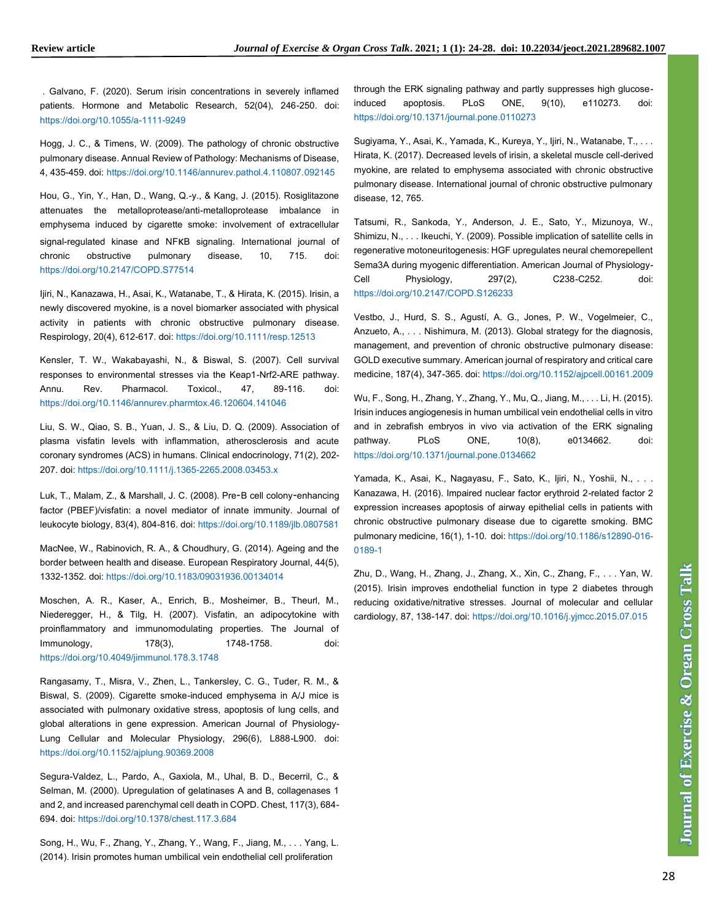. Galvano, F. (2020). Serum irisin concentrations in severely inflamed patients. Hormone and Metabolic Research, 52(04), 246-250. doi: https://doi.org/10.1055/a-1111-9249

Hogg, J. C., & Timens, W. (2009). The pathology of chronic obstructive pulmonary disease. Annual Review of Pathology: Mechanisms of Disease, 4, 435-459. doi: https://doi.org/10.1146/annurev.pathol.4.110807.092145

Hou, G., Yin, Y., Han, D., Wang, Q.-y., & Kang, J. (2015). Rosiglitazone attenuates the metalloprotease/anti-metalloprotease imbalance in emphysema induced by cigarette smoke: involvement of extracellular signal-regulated kinase and NFκB signaling. International journal of chronic obstructive pulmonary disease, 10, 715. doi: https://doi.org/10.2147/COPD.S77514

Ijiri, N., Kanazawa, H., Asai, K., Watanabe, T., & Hirata, K. (2015). Irisin, a newly discovered myokine, is a novel biomarker associated with physical activity in patients with chronic obstructive pulmonary disease. Respirology, 20(4), 612-617. doi: https://doi.org/10.1111/resp.12513

Kensler, T. W., Wakabayashi, N., & Biswal, S. (2007). Cell survival responses to environmental stresses via the Keap1-Nrf2-ARE pathway. Annu. Rev. Pharmacol. Toxicol., 47, 89-116. doi: https://doi.org/10.1146/annurev.pharmtox.46.120604.141046

Liu, S. W., Qiao, S. B., Yuan, J. S., & Liu, D. Q. (2009). Association of plasma visfatin levels with inflammation, atherosclerosis and acute coronary syndromes (ACS) in humans. Clinical endocrinology, 71(2), 202-207. doi: https://doi.org/10.1111/j.1365-2265.2008.03453.x

Luk, T., Malam, Z., & Marshall, J. C. (2008). Pre‐B cell colony‐enhancing factor (PBEF)/visfatin: a novel mediator of innate immunity. Journal of leukocyte biology, 83(4), 804-816. doi: https://doi.org/10.1189/jlb.0807581

MacNee, W., Rabinovich, R. A., & Choudhury, G. (2014). Ageing and the border between health and disease. European Respiratory Journal, 44(5), 1332-1352. doi: https://doi.org/10.1183/09031936.00134014

Moschen, A. R., Kaser, A., Enrich, B., Mosheimer, B., Theurl, M., Niederegger, H., & Tilg, H. (2007). Visfatin, an adipocytokine with proinflammatory and immunomodulating properties. The Journal of Immunology, 178(3), 1748-1758. doi: https://doi.org/10.4049/jimmunol.178.3.1748

Rangasamy, T., Misra, V., Zhen, L., Tankersley, C. G., Tuder, R. M., & Biswal, S. (2009). Cigarette smoke-induced emphysema in A/J mice is associated with pulmonary oxidative stress, apoptosis of lung cells, and global alterations in gene expression. American Journal of Physiology-Lung Cellular and Molecular Physiology, 296(6), L888-L900. doi: https://doi.org/10.1152/ajplung.90369.2008

Segura-Valdez, L., Pardo, A., Gaxiola, M., Uhal, B. D., Becerril, C., & Selman, M. (2000). Upregulation of gelatinases A and B, collagenases 1 and 2, and increased parenchymal cell death in COPD. Chest, 117(3), 684-694. doi: https://doi.org/10.1378/chest.117.3.684

Song, H., Wu, F., Zhang, Y., Zhang, Y., Wang, F., Jiang, M., . . . Yang, L. (2014). Irisin promotes human umbilical vein endothelial cell proliferation through the ERK signaling pathway and partly suppresses high glucose-induced apoptosis. PLoS ONE, 9(10), e110273. doi: https://doi.org/10.1371/journal.pone.0110273

Sugiyama, Y., Asai, K., Yamada, K., Kureya, Y., Ijiri, N., Watanabe, T., . . . Hirata, K. (2017). Decreased levels of irisin, a skeletal muscle cell-derived myokine, are related to emphysema associated with chronic obstructive pulmonary disease. International journal of chronic obstructive pulmonary disease, 12, 765.

Tatsumi, R., Sankoda, Y., Anderson, J. E., Sato, Y., Mizunoya, W., Shimizu, N., . . . Ikeuchi, Y. (2009). Possible implication of satellite cells in regenerative motoneuritogenesis: HGF upregulates neural chemorepellent Sema3A during myogenic differentiation. American Journal of Physiology-Cell Physiology, 297(2), C238-C252. doi: https://doi.org/10.2147/COPD.S126233

Vestbo, J., Hurd, S. S., Agustí, A. G., Jones, P. W., Vogelmeier, C., Anzueto, A., . . . Nishimura, M. (2013). Global strategy for the diagnosis, management, and prevention of chronic obstructive pulmonary disease: GOLD executive summary. American journal of respiratory and critical care medicine, 187(4), 347-365. doi: https://doi.org/10.1152/ajpcell.00161.2009

Wu, F., Song, H., Zhang, Y., Zhang, Y., Mu, Q., Jiang, M., . . . Li, H. (2015). Irisin induces angiogenesis in human umbilical vein endothelial cells in vitro and in zebrafish embryos in vivo via activation of the ERK signaling pathway. PLoS ONE, 10(8), e0134662. doi: https://doi.org/10.1371/journal.pone.0134662

Yamada, K., Asai, K., Nagayasu, F., Sato, K., Ijiri, N., Yoshii, N., . . . Kanazawa, H. (2016). Impaired nuclear factor erythroid 2-related factor 2 expression increases apoptosis of airway epithelial cells in patients with chronic obstructive pulmonary disease due to cigarette smoking. BMC pulmonary medicine, 16(1), 1-10. doi: https://doi.org/10.1186/s12890-016-0189-1

Zhu, D., Wang, H., Zhang, J., Zhang, X., Xin, C., Zhang, F., . . . Yan, W. (2015). Irisin improves endothelial function in type 2 diabetes through reducing oxidative/nitrative stresses. Journal of molecular and cellular cardiology, 87, 138-147. doi: https://doi.org/10.1016/j.yjmcc.2015.07.015